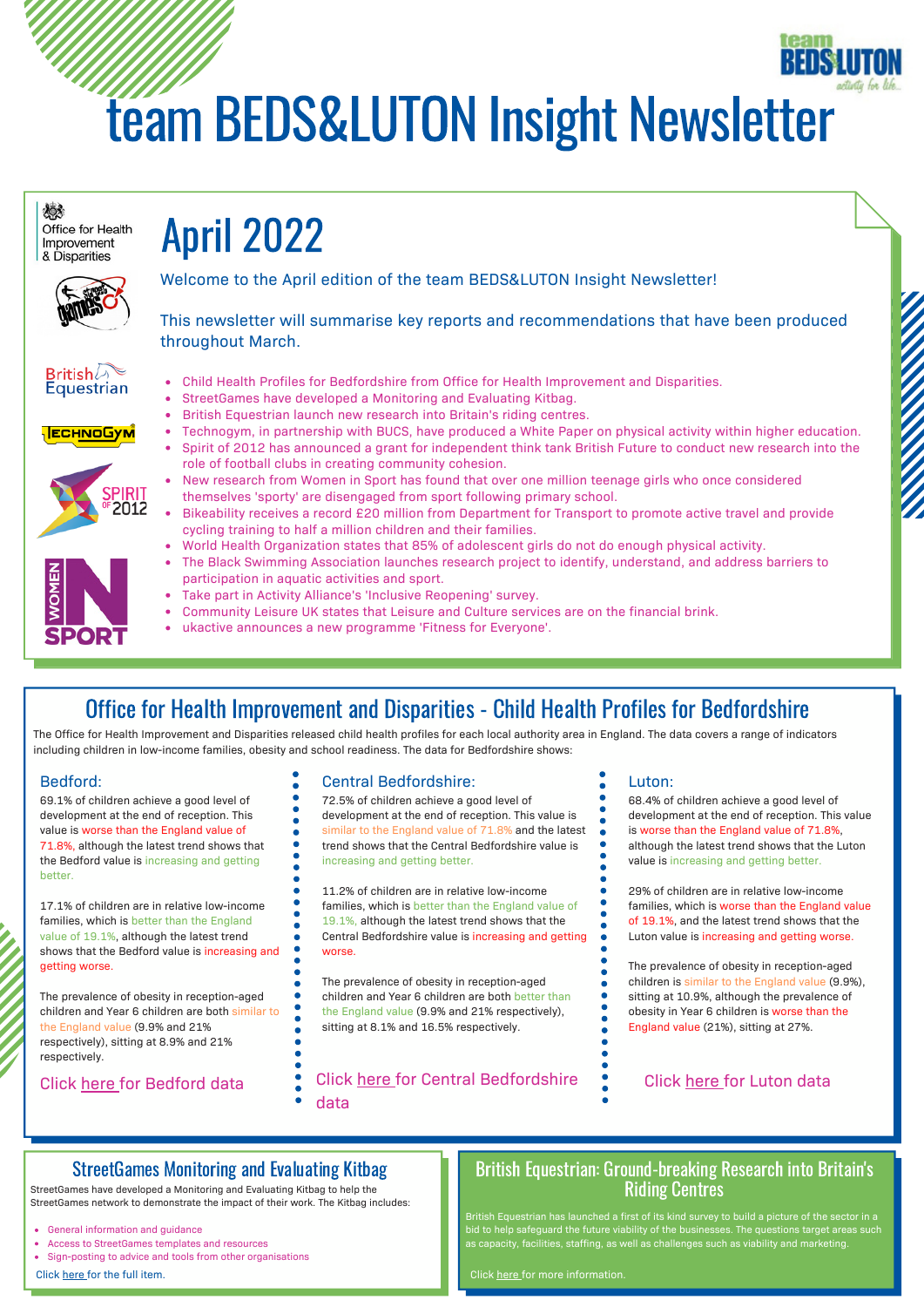# team BEDS&LUTON Insight Newsletter

## April 2022

Welcome to the April edition of the team BEDS&LUTON Insight Newsletter!

This newsletter will summarise key reports and recommendations that have been produced throughout March.

- Child Health Profiles for Bedfordshire from Office for Health Improvement and Disparities.
- StreetGames have developed a Monitoring and Evaluating Kitbag.
- British Equestrian launch new research into Britain's riding centres.
- Technogym, in partnership with BUCS, have produced a White Paper on physical activity within higher education.
- Spirit of 2012 has announced a grant for independent think tank British Future to conduct new research into the role of football clubs in creating community cohesion.
- New research from Women in Sport has found that over one million teenage girls who once considered themselves 'sporty' are disengaged from sport following primary school.
- Bikeability receives a record £20 million from Department for Transport to promote active travel and provide cycling training to half a million children and their families.
- World Health Organization states that 85% of adolescent girls do not do enough physical activity.
- The Black Swimming Association launches research project to identify, understand, and address barriers to participation in aquatic activities and sport.
- Take part in Activity Alliance's 'Inclusive Reopening' survey.
- Community Leisure UK states that Leisure and Culture services are on the financial brink.
- ukactive announces a new programme 'Fitness for Everyone'.

## Office for Health Improvement and Disparities - Child Health Profiles for Bedfordshire

The Office for Health Improvement and Disparities released child health profiles for each local authority area in England. The data covers a range of indicators including children in low-income families, obesity and school readiness. The data for Bedfordshire shows:

### Bedford:

69.1% of children achieve a good level of development at the end of reception. This value is worse than the England value of 71.8%, although the latest trend shows that the Bedford value is increasing and getting better.

17.1% of children are in relative low-income families, which is better than the England value of 19.1%, although the latest trend shows that the Bedford value is increasing and getting worse.

The prevalence of obesity in reception-aged children and Year 6 children are both similar to the England value (9.9% and 21% respectively), sitting at 8.9% and 21% respectively.

Click here for Bedford data

### Central Bedfordshire:

72.5% of children achieve a good level of development at the end of reception. This value is similar to the England value of 71.8% and the latest trend shows that the Central Bedfordshire value is increasing and getting better.

11.2% of children are in relative low-income families, which is better than the England value of 19.1%, although the latest trend shows that the Central Bedfordshire value is increasing and getting worse.

The prevalence of obesity in reception-aged children and Year 6 children are both better than the England value (9.9% and 21% respectively), sitting at 8.1% and 16.5% respectively.

Click here for Central Bedfordshire data

### Luton:

68.4% of children achieve a good level of development at the end of reception. This value is worse than the England value of 71.8%, although the latest trend shows that the Luton value is increasing and getting better.

29% of children are in relative low-income families, which is worse than the England value of 19.1%, and the latest trend shows that the Luton value is increasing and getting worse.

The prevalence of obesity in reception-aged children is similar to the England value (9.9%), sitting at 10.9%, although the prevalence of obesity in Year 6 children is worse than the England value (21%), sitting at 27%.

Click here for Luton data

## StreetGames Monitoring and Evaluating Kitbag

StreetGames have developed a Monitoring and Evaluating Kitbag to help the StreetGames network to demonstrate the impact of their work. The Kitbag includes:

- General information and guidance
- Access to StreetGames templates and resources
- Sign-posting to advice and tools from other organisations

Click here for the full item.

## British Equestrian: Ground-breaking Research into Britain's Riding Centres

British Equestrian has launched a first of its kind survey to build a picture of the sector in a bid to help safeguard the future viability of the businesses. The questions target areas such as capacity, facilities, staffing, as well as challenges such as viability and marketing.

Click here for more information.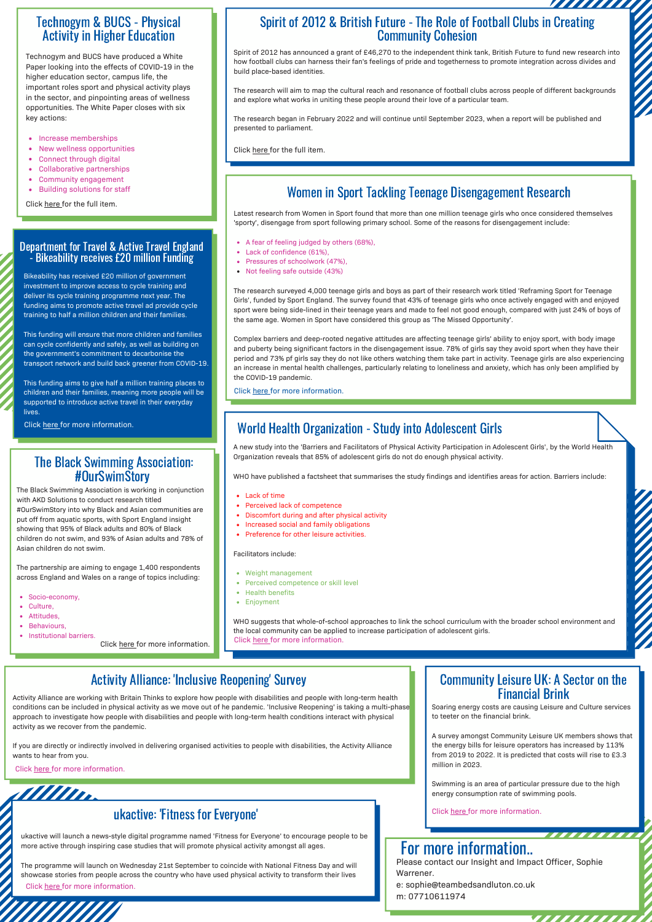## Technogym & BUCS - Physical Activity in Higher Education

Technogym and BUCS have produced a White Paper looking into the effects of COVID-19 in the higher education sector, campus life, the important roles sport and physical activity plays in the sector, and pinpointing areas of wellness opportunities. The White Paper closes with six key actions:

- Increase memberships
- New wellness opportunities
- Connect through digital
- Collaborative partnerships
- Community engagement
- Building solutions for staff

Click here for the full item.

## Department for Travel & Active Travel England - Bikeability receives £20 million Funding

Bikeability has received £20 million of government investment to improve access to cycle training and deliver its cycle training programme next year. The funding aims to promote active travel ad provide cycle training to half a million children and their families.

This funding will ensure that more children and families can cycle confidently and safely, as well as building on the government's commitment to decarbonise the transport network and build back greener from COVID-19.

This funding aims to give half a million training places to children and their families, meaning more people will be supported to introduce active travel in their everyday lives.

Click here for more information.

## The Black Swimming Association: #OurSwimStory

The Black Swimming Association is working in conjunction with AKD Solutions to conduct research titled #OurSwimStory into why Black and Asian communities are put off from aquatic sports, with Sport England insight showing that 95% of Black adults and 80% of Black children do not swim, and 93% of Asian adults and 78% of Asian children do not swim.

The partnership are aiming to engage 1,400 respondents across England and Wales on a range of topics including:

- Socio-economy,
- Culture,
- Attitudes,
- Behaviours,
- Institutional barriers.

Click here for more information.

## Spirit of 2012 & British Future - The Role of Football Clubs in Creating Community Cohesion

Spirit of 2012 has announced a grant of £46,270 to the independent think tank, British Future to fund new research into how football clubs can harness their fan's feelings of pride and togetherness to promote integration across divides and build place-based identities.

The research will aim to map the cultural reach and resonance of football clubs across people of different backgrounds and explore what works in uniting these people around their love of a particular team.

The research began in February 2022 and will continue until September 2023, when a report will be published and presented to parliament.

Click here for the full item.

## Women in Sport Tackling Teenage Disengagement Research

Latest research from Women in Sport found that more than one million teenage girls who once considered themselves 'sporty', disengage from sport following primary school. Some of the reasons for disengagement include:

- A fear of feeling judged by others (68%),
- Lack of confidence (61%),
- Pressures of schoolwork (47%),
- Not feeling safe outside (43%)

The research surveyed 4,000 teenage girls and boys as part of their research work titled 'Reframing Sport for Teenage Girls', funded by Sport England. The survey found that 43% of teenage girls who once actively engaged with and enjoyed sport were being side-lined in their teenage years and made to feel not good enough, compared with just 24% of boys of the same age. Women in Sport have considered this group as 'The Missed Opportunity'.

Complex barriers and deep-rooted negative attitudes are affecting teenage girls' ability to enjoy sport, with body image and puberty being significant factors in the disengagement issue. 78% of girls say they avoid sport when they have their period and 73% pf girls say they do not like others watching them take part in activity. Teenage girls are also experiencing an increase in mental health challenges, particularly relating to loneliness and anxiety, which has only been amplified by the COVID-19 pandemic.

Click here for more information.

## World Health Organization - Study into Adolescent Girls

A new study into the 'Barriers and Facilitators of Physical Activity Participation in Adolescent Girls', by the World Health Organization reveals that 85% of adolescent girls do not do enough physical activity.

WHO have published a factsheet that summarises the study findings and identifies areas for action. Barriers include:

- Lack of time
- Perceived lack of competence
- Discomfort during and after physical activity
- Increased social and family obligations
- Preference for other leisure activities.

Facilitators include:

- Weight management
- Perceived competence or skill level
- Health benefits
- Enjoyment

WHO suggests that whole-of-school approaches to link the school curriculum with the broader school environment and the local community can be applied to increase participation of adolescent girls.
Click here for more information.

## Activity Alliance: 'Inclusive Reopening' Survey

Activity Alliance are working with Britain Thinks to explore how people with disabilities and people with long-term health conditions can be included in physical activity as we move out of he pandemic. 'Inclusive Reopening' is taking a multi-phase approach to investigate how people with disabilities and people with long-term health conditions interact with physical activity as we recover from the pandemic.

If you are directly or indirectly involved in delivering organised activities to people with disabilities, the Activity Alliance wants to hear from you.

Click here for more information.

## ukactive: 'Fitness for Everyone'

ukactive will launch a news-style digital programme named 'Fitness for Everyone' to encourage people to be more active through inspiring case studies that will promote physical activity amongst all ages.

The programme will launch on Wednesday 21st September to coincide with National Fitness Day and will showcase stories from people across the country who have used physical activity to transform their lives
Click here for more information.

## Community Leisure UK: A Sector on the Financial Brink

Soaring energy costs are causing Leisure and Culture services to teeter on the financial brink.

A survey amongst Community Leisure UK members shows that the energy bills for leisure operators has increased by 113% from 2019 to 2022. It is predicted that costs will rise to £3.3 million in 2023.

Swimming is an area of particular pressure due to the high energy consumption rate of swimming pools.

Click here for more information.

## For more information..

Please contact our Insight and Impact Officer, Sophie Warrener.

e: sophie@teambedsandluton.co.uk

m: 07710611974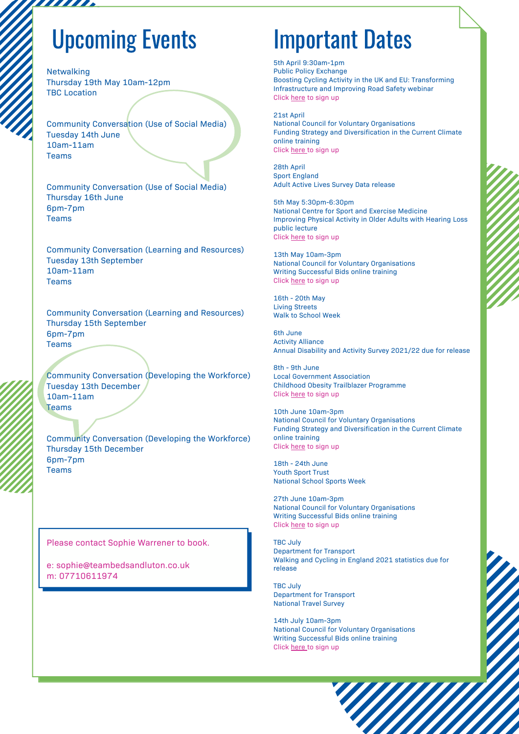# Upcoming Events

Netwalking
Thursday 19th May 10am-12pm
TBC Location

Community Conversation (Use of Social Media)
Tuesday 14th June
10am-11am
Teams

Community Conversation (Use of Social Media)
Thursday 16th June
6pm-7pm
Teams

Community Conversation (Learning and Resources)
Tuesday 13th September
10am-11am
Teams

Community Conversation (Learning and Resources)
Thursday 15th September
6pm-7pm
Teams

Community Conversation (Developing the Workforce)
Tuesday 13th December
10am-11am
Teams

Community Conversation (Developing the Workforce)
Thursday 15th December
6pm-7pm
Teams

Please contact Sophie Warrener to book.

e: sophie@teambedsandluton.co.uk
m: 07710611974

# Important Dates

5th April 9:30am-1pm
Public Policy Exchange
Boosting Cycling Activity in the UK and EU: Transforming Infrastructure and Improving Road Safety webinar
Click here to sign up

21st April
National Council for Voluntary Organisations
Funding Strategy and Diversification in the Current Climate online training
Click here to sign up

28th April
Sport England
Adult Active Lives Survey Data release

5th May 5:30pm-6:30pm
National Centre for Sport and Exercise Medicine
Improving Physical Activity in Older Adults with Hearing Loss public lecture
Click here to sign up

13th May 10am-3pm
National Council for Voluntary Organisations
Writing Successful Bids online training
Click here to sign up

16th - 20th May
Living Streets
Walk to School Week

6th June
Activity Alliance
Annual Disability and Activity Survey 2021/22 due for release

8th - 9th June
Local Government Association
Childhood Obesity Trailblazer Programme
Click here to sign up

10th June 10am-3pm
National Council for Voluntary Organisations
Funding Strategy and Diversification in the Current Climate online training
Click here to sign up

18th - 24th June
Youth Sport Trust
National School Sports Week

27th June 10am-3pm
National Council for Voluntary Organisations
Writing Successful Bids online training
Click here to sign up

TBC July
Department for Transport
Walking and Cycling in England 2021 statistics due for release

TBC July
Department for Transport
National Travel Survey

14th July 10am-3pm
National Council for Voluntary Organisations
Writing Successful Bids online training
Click here to sign up